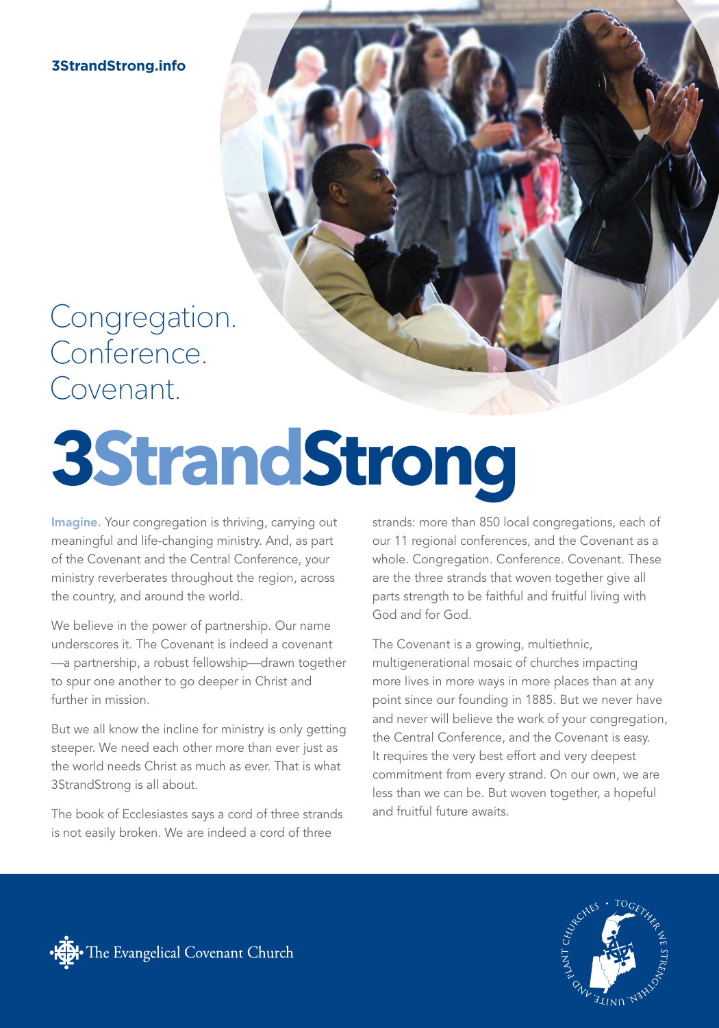**3StrandStrong.info**

Congregation.
Conference.
Covenant.

# 3StrandStrong

**Imagine.** Your congregation is thriving, carrying out meaningful and life-changing ministry. And, as part of the Covenant and the Central Conference, your ministry reverberates throughout the region, across the country, and around the world.

We believe in the power of partnership. Our name underscores it. The Covenant is indeed a covenant—a partnership, a robust fellowship—drawn together to spur one another to go deeper in Christ and further in mission.

But we all know the incline for ministry is only getting steeper. We need each other more than ever just as the world needs Christ as much as ever. That is what 3StrandStrong is all about.

The book of Ecclesiastes says a cord of three strands is not easily broken. We are indeed a cord of three strands: more than 850 local congregations, each of our 11 regional conferences, and the Covenant as a whole. Congregation. Conference. Covenant. These are the three strands that woven together give all parts strength to be faithful and fruitful living with God and for God.

The Covenant is a growing, multiethnic, multigenerational mosaic of churches impacting more lives in more ways in more places than at any point since our founding in 1885. But we never have and never will believe the work of your congregation, the Central Conference, and the Covenant is easy. It requires the very best effort and very deepest commitment from every strand. On our own, we are less than we can be. But woven together, a hopeful and fruitful future awaits.

The Evangelical Covenant Church

PLANT CHURCHES • TOGETHER WE STRENGTHEN, UNITE, AND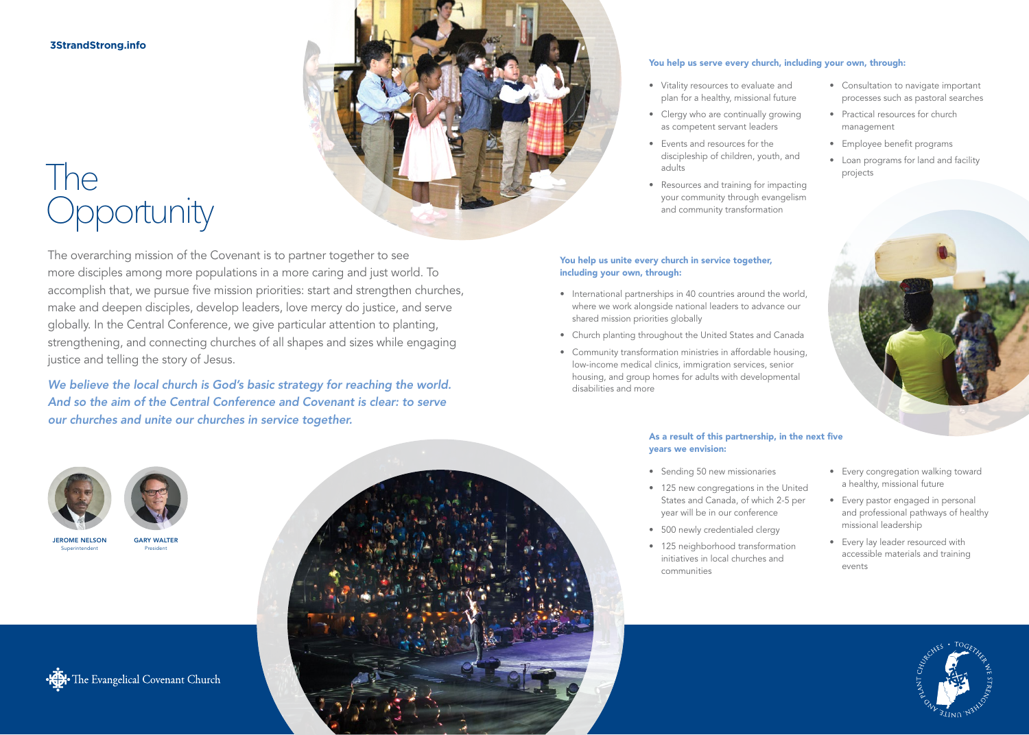3StrandStrong.info

# The Opportunity

The overarching mission of the Covenant is to partner together to see more disciples among more populations in a more caring and just world. To accomplish that, we pursue five mission priorities: start and strengthen churches, make and deepen disciples, develop leaders, love mercy do justice, and serve globally. In the Central Conference, we give particular attention to planting, strengthening, and connecting churches of all shapes and sizes while engaging justice and telling the story of Jesus.

*We believe the local church is God's basic strategy for reaching the world. And so the aim of the Central Conference and Covenant is clear: to serve our churches and unite our churches in service together.*

JEROME NELSON
Superintendent

GARY WALTER
President

**You help us serve every church, including your own, through:**

- Vitality resources to evaluate and plan for a healthy, missional future
- Clergy who are continually growing as competent servant leaders
- Events and resources for the discipleship of children, youth, and adults
- Resources and training for impacting your community through evangelism and community transformation
- Consultation to navigate important processes such as pastoral searches
- Practical resources for church management
- Employee benefit programs
- Loan programs for land and facility projects

**You help us unite every church in service together, including your own, through:**

- International partnerships in 40 countries around the world, where we work alongside national leaders to advance our shared mission priorities globally
- Church planting throughout the United States and Canada
- Community transformation ministries in affordable housing, low-income medical clinics, immigration services, senior housing, and group homes for adults with developmental disabilities and more

**As a result of this partnership, in the next five years we envision:**

- Sending 50 new missionaries
- 125 new congregations in the United States and Canada, of which 2-5 per year will be in our conference
- 500 newly credentialed clergy
- 125 neighborhood transformation initiatives in local churches and communities
- Every congregation walking toward a healthy, missional future
- Every pastor engaged in personal and professional pathways of healthy missional leadership
- Every lay leader resourced with accessible materials and training events

The Evangelical Covenant Church

TOGETHER WE STRENGTHEN, UNITE AND PLANT CHURCHES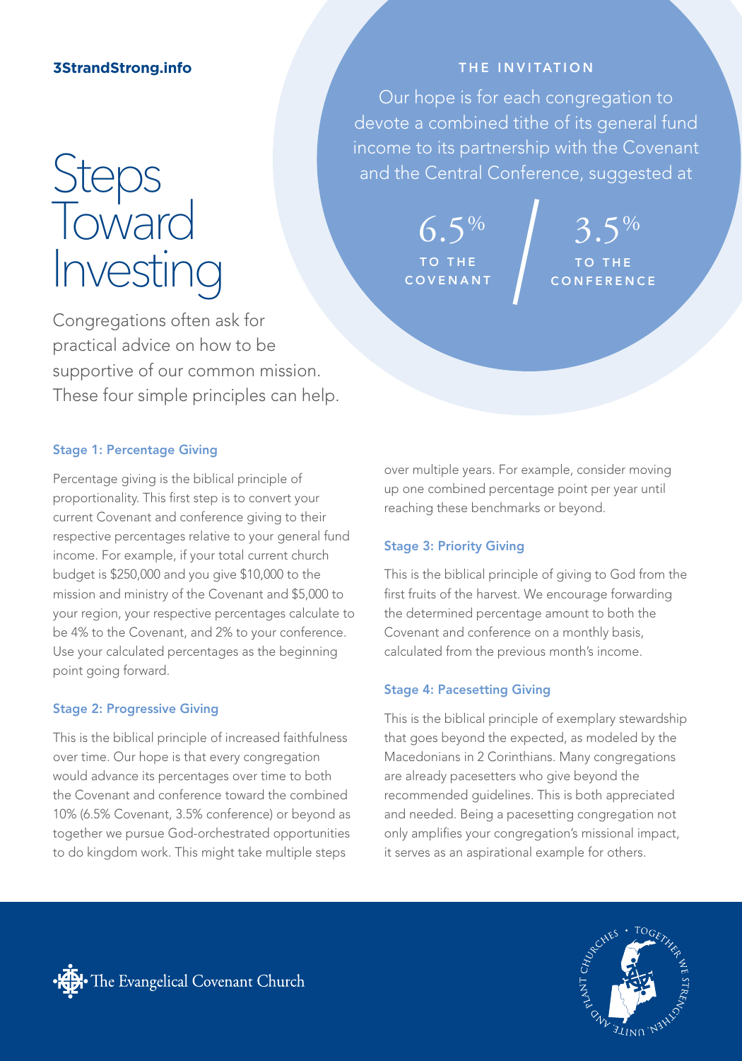**3StrandStrong.info**

# Steps Toward Investing

Congregations often ask for practical advice on how to be supportive of our common mission. These four simple principles can help.

## THE INVITATION

Our hope is for each congregation to devote a combined tithe of its general fund income to its partnership with the Covenant and the Central Conference, suggested at

6.5% TO THE COVENANT / 3.5% TO THE CONFERENCE

### Stage 1: Percentage Giving

Percentage giving is the biblical principle of proportionality. This first step is to convert your current Covenant and conference giving to their respective percentages relative to your general fund income. For example, if your total current church budget is $250,000 and you give $10,000 to the mission and ministry of the Covenant and $5,000 to your region, your respective percentages calculate to be 4% to the Covenant, and 2% to your conference. Use your calculated percentages as the beginning point going forward.

### Stage 2: Progressive Giving

This is the biblical principle of increased faithfulness over time. Our hope is that every congregation would advance its percentages over time to both the Covenant and conference toward the combined 10% (6.5% Covenant, 3.5% conference) or beyond as together we pursue God-orchestrated opportunities to do kingdom work. This might take multiple steps over multiple years. For example, consider moving up one combined percentage point per year until reaching these benchmarks or beyond.

### Stage 3: Priority Giving

This is the biblical principle of giving to God from the first fruits of the harvest. We encourage forwarding the determined percentage amount to both the Covenant and conference on a monthly basis, calculated from the previous month's income.

### Stage 4: Pacesetting Giving

This is the biblical principle of exemplary stewardship that goes beyond the expected, as modeled by the Macedonians in 2 Corinthians. Many congregations are already pacesetters who give beyond the recommended guidelines. This is both appreciated and needed. Being a pacesetting congregation not only amplifies your congregation's missional impact, it serves as an aspirational example for others.

The Evangelical Covenant Church

PLANT CHURCHES · TOGETHER WE STRENGTHEN, UNITE AND